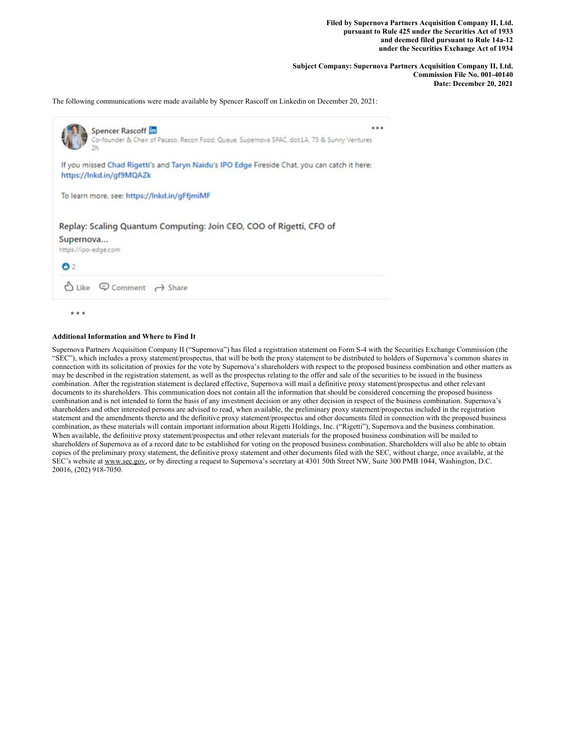**Filed by Supernova Partners Acquisition Company II, Ltd.**
**pursuant to Rule 425 under the Securities Act of 1933**
**and deemed filed pursuant to Rule 14a-12**
**under the Securities Exchange Act of 1934**

**Subject Company: Supernova Partners Acquisition Company II, Ltd.**
**Commission File No. 001-40140**
**Date: December 20, 2021**

The following communications were made available by Spencer Rascoff on Linkedin on December 20, 2021:

Spencer Rascoff
Co-founder & Chair of Pacaso, Recon Food, Queue, Supernova SPAC, dot.LA, 75 & Sunny Ventures
2h

If you missed Chad Rigetti's and Taryn Naidu's IPO Edge Fireside Chat, you can catch it here: https://lnkd.in/gf9MQAZk

To learn more, see: https://lnkd.in/gFfjmiMF

Replay: Scaling Quantum Computing: Join CEO, COO of Rigetti, CFO of Supernova...
https://ipo-edge.com

2

Like Comment Share

\* \* \*

**Additional Information and Where to Find It**

Supernova Partners Acquisition Company II ("Supernova") has filed a registration statement on Form S-4 with the Securities Exchange Commission (the "SEC"), which includes a proxy statement/prospectus, that will be both the proxy statement to be distributed to holders of Supernova's common shares in connection with its solicitation of proxies for the vote by Supernova's shareholders with respect to the proposed business combination and other matters as may be described in the registration statement, as well as the prospectus relating to the offer and sale of the securities to be issued in the business combination. After the registration statement is declared effective, Supernova will mail a definitive proxy statement/prospectus and other relevant documents to its shareholders. This communication does not contain all the information that should be considered concerning the proposed business combination and is not intended to form the basis of any investment decision or any other decision in respect of the business combination. Supernova's shareholders and other interested persons are advised to read, when available, the preliminary proxy statement/prospectus included in the registration statement and the amendments thereto and the definitive proxy statement/prospectus and other documents filed in connection with the proposed business combination, as these materials will contain important information about Rigetti Holdings, Inc. ("Rigetti"), Supernova and the business combination. When available, the definitive proxy statement/prospectus and other relevant materials for the proposed business combination will be mailed to shareholders of Supernova as of a record date to be established for voting on the proposed business combination. Shareholders will also be able to obtain copies of the preliminary proxy statement, the definitive proxy statement and other documents filed with the SEC, without charge, once available, at the SEC's website at www.sec.gov, or by directing a request to Supernova's secretary at 4301 50th Street NW, Suite 300 PMB 1044, Washington, D.C. 20016, (202) 918-7050.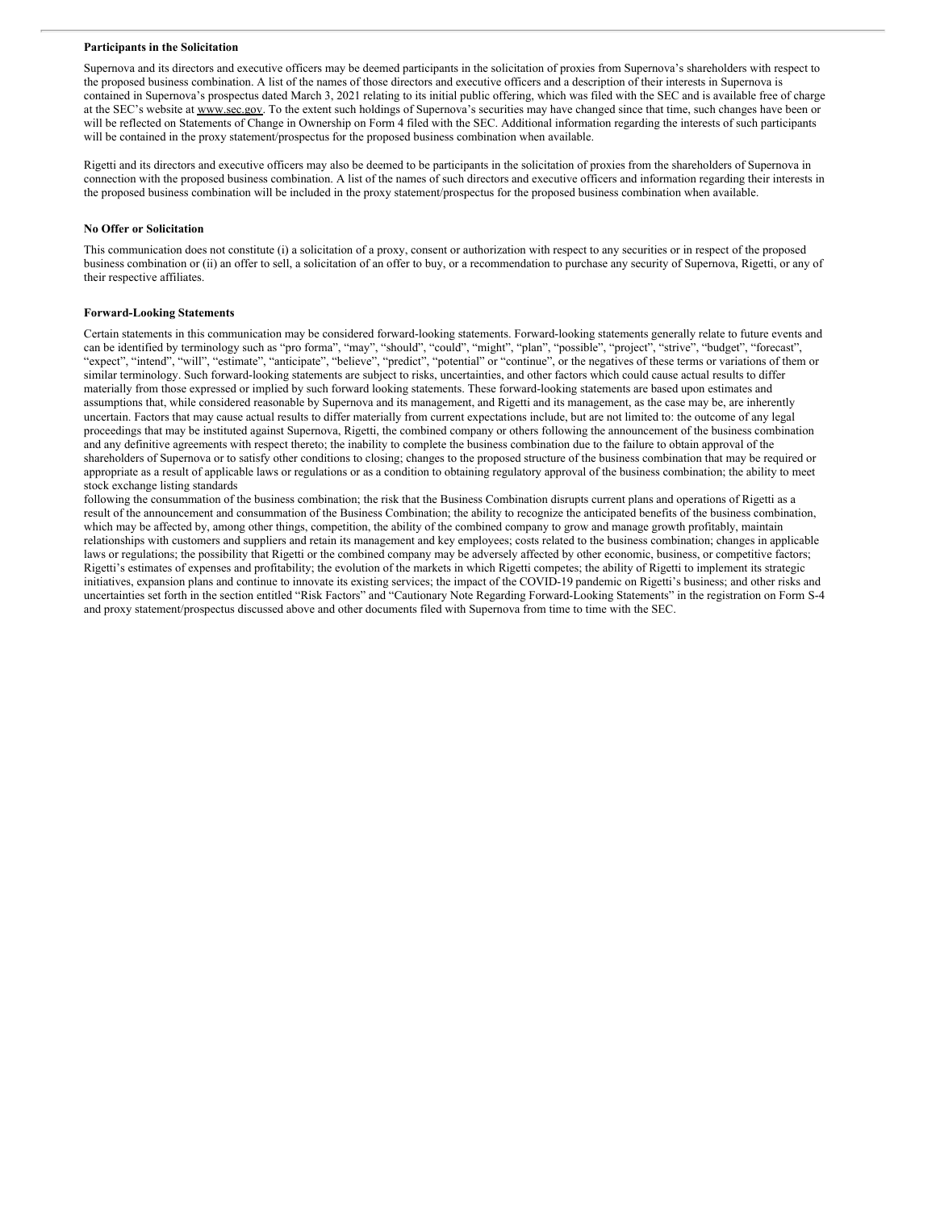**Participants in the Solicitation**

Supernova and its directors and executive officers may be deemed participants in the solicitation of proxies from Supernova's shareholders with respect to the proposed business combination. A list of the names of those directors and executive officers and a description of their interests in Supernova is contained in Supernova's prospectus dated March 3, 2021 relating to its initial public offering, which was filed with the SEC and is available free of charge at the SEC's website at www.sec.gov. To the extent such holdings of Supernova's securities may have changed since that time, such changes have been or will be reflected on Statements of Change in Ownership on Form 4 filed with the SEC. Additional information regarding the interests of such participants will be contained in the proxy statement/prospectus for the proposed business combination when available.

Rigetti and its directors and executive officers may also be deemed to be participants in the solicitation of proxies from the shareholders of Supernova in connection with the proposed business combination. A list of the names of such directors and executive officers and information regarding their interests in the proposed business combination will be included in the proxy statement/prospectus for the proposed business combination when available.

**No Offer or Solicitation**

This communication does not constitute (i) a solicitation of a proxy, consent or authorization with respect to any securities or in respect of the proposed business combination or (ii) an offer to sell, a solicitation of an offer to buy, or a recommendation to purchase any security of Supernova, Rigetti, or any of their respective affiliates.

**Forward-Looking Statements**

Certain statements in this communication may be considered forward-looking statements. Forward-looking statements generally relate to future events and can be identified by terminology such as "pro forma", "may", "should", "could", "might", "plan", "possible", "project", "strive", "budget", "forecast", "expect", "intend", "will", "estimate", "anticipate", "believe", "predict", "potential" or "continue", or the negatives of these terms or variations of them or similar terminology. Such forward-looking statements are subject to risks, uncertainties, and other factors which could cause actual results to differ materially from those expressed or implied by such forward looking statements. These forward-looking statements are based upon estimates and assumptions that, while considered reasonable by Supernova and its management, and Rigetti and its management, as the case may be, are inherently uncertain. Factors that may cause actual results to differ materially from current expectations include, but are not limited to: the outcome of any legal proceedings that may be instituted against Supernova, Rigetti, the combined company or others following the announcement of the business combination and any definitive agreements with respect thereto; the inability to complete the business combination due to the failure to obtain approval of the shareholders of Supernova or to satisfy other conditions to closing; changes to the proposed structure of the business combination that may be required or appropriate as a result of applicable laws or regulations or as a condition to obtaining regulatory approval of the business combination; the ability to meet stock exchange listing standards following the consummation of the business combination; the risk that the Business Combination disrupts current plans and operations of Rigetti as a result of the announcement and consummation of the Business Combination; the ability to recognize the anticipated benefits of the business combination, which may be affected by, among other things, competition, the ability of the combined company to grow and manage growth profitably, maintain relationships with customers and suppliers and retain its management and key employees; costs related to the business combination; changes in applicable laws or regulations; the possibility that Rigetti or the combined company may be adversely affected by other economic, business, or competitive factors; Rigetti's estimates of expenses and profitability; the evolution of the markets in which Rigetti competes; the ability of Rigetti to implement its strategic initiatives, expansion plans and continue to innovate its existing services; the impact of the COVID-19 pandemic on Rigetti's business; and other risks and uncertainties set forth in the section entitled "Risk Factors" and "Cautionary Note Regarding Forward-Looking Statements" in the registration on Form S-4 and proxy statement/prospectus discussed above and other documents filed with Supernova from time to time with the SEC.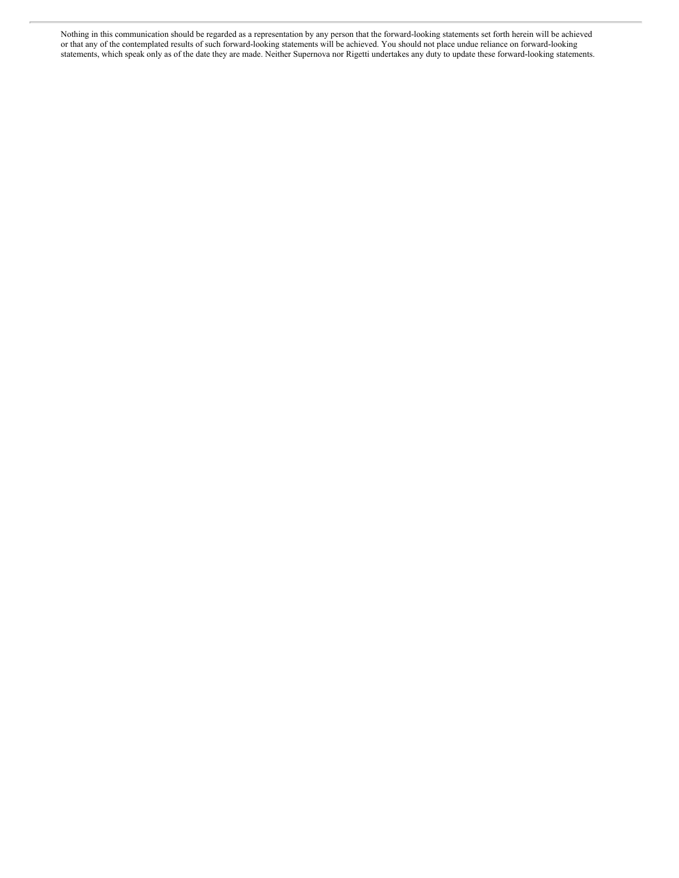Nothing in this communication should be regarded as a representation by any person that the forward-looking statements set forth herein will be achieved or that any of the contemplated results of such forward-looking statements will be achieved. You should not place undue reliance on forward-looking statements, which speak only as of the date they are made. Neither Supernova nor Rigetti undertakes any duty to update these forward-looking statements.